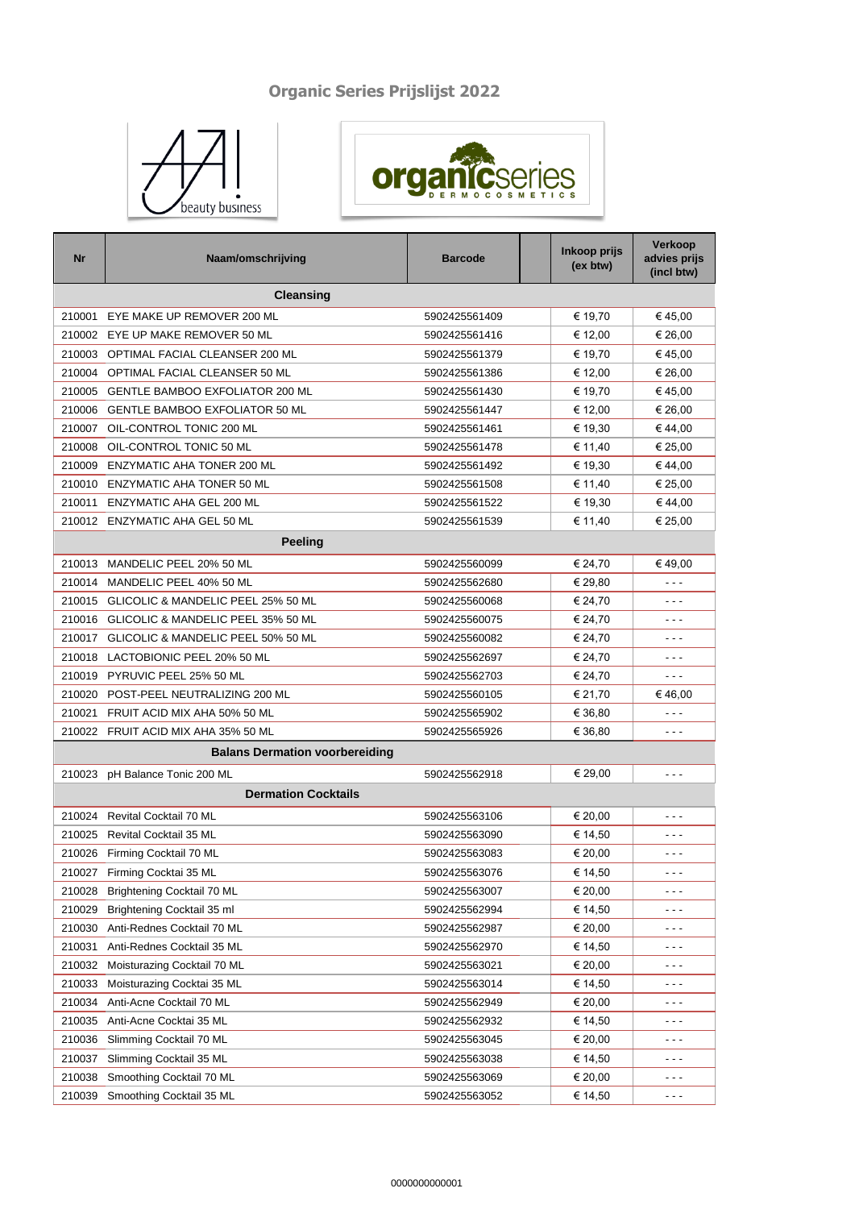# Organic Series Prijslijst 2022

| Nr | Naam/omschrijving | Barcode | | Inkoop prijs (ex btw) | Verkoop advies prijs (incl btw) |
|---|---|---|---|---|---|
| | **Cleansing** | | | | |
| 210001 | EYE MAKE UP REMOVER 200 ML | 5902425561409 | | € 19,70 | € 45,00 |
| 210002 | EYE UP MAKE REMOVER 50 ML | 5902425561416 | | € 12,00 | € 26,00 |
| 210003 | OPTIMAL FACIAL CLEANSER 200 ML | 5902425561379 | | € 19,70 | € 45,00 |
| 210004 | OPTIMAL FACIAL CLEANSER 50 ML | 5902425561386 | | € 12,00 | € 26,00 |
| 210005 | GENTLE BAMBOO EXFOLIATOR 200 ML | 5902425561430 | | € 19,70 | € 45,00 |
| 210006 | GENTLE BAMBOO EXFOLIATOR 50 ML | 5902425561447 | | € 12,00 | € 26,00 |
| 210007 | OIL-CONTROL TONIC 200 ML | 5902425561461 | | € 19,30 | € 44,00 |
| 210008 | OIL-CONTROL TONIC 50 ML | 5902425561478 | | € 11,40 | € 25,00 |
| 210009 | ENZYMATIC AHA TONER 200 ML | 5902425561492 | | € 19,30 | € 44,00 |
| 210010 | ENZYMATIC AHA TONER 50 ML | 5902425561508 | | € 11,40 | € 25,00 |
| 210011 | ENZYMATIC AHA GEL 200 ML | 5902425561522 | | € 19,30 | € 44,00 |
| 210012 | ENZYMATIC AHA GEL 50 ML | 5902425561539 | | € 11,40 | € 25,00 |
| | **Peeling** | | | | |
| 210013 | MANDELIC PEEL 20% 50 ML | 5902425560099 | | € 24,70 | € 49,00 |
| 210014 | MANDELIC PEEL 40% 50 ML | 5902425562680 | | € 29,80 | - - - |
| 210015 | GLICOLIC & MANDELIC PEEL 25% 50 ML | 5902425560068 | | € 24,70 | - - - |
| 210016 | GLICOLIC & MANDELIC PEEL 35% 50 ML | 5902425560075 | | € 24,70 | - - - |
| 210017 | GLICOLIC & MANDELIC PEEL 50% 50 ML | 5902425560082 | | € 24,70 | - - - |
| 210018 | LACTOBIONIC PEEL 20% 50 ML | 5902425562697 | | € 24,70 | - - - |
| 210019 | PYRUVIC PEEL 25% 50 ML | 5902425562703 | | € 24,70 | - - - |
| 210020 | POST-PEEL NEUTRALIZING 200 ML | 5902425560105 | | € 21,70 | € 46,00 |
| 210021 | FRUIT ACID MIX AHA 50% 50 ML | 5902425565902 | | € 36,80 | - - - |
| 210022 | FRUIT ACID MIX AHA 35% 50 ML | 5902425565926 | | € 36,80 | - - - |
| | **Balans Dermation voorbereiding** | | | | |
| 210023 | pH Balance Tonic 200 ML | 5902425562918 | | € 29,00 | - - - |
| | **Dermation Cocktails** | | | | |
| 210024 | Revital Cocktail 70 ML | 5902425563106 | | € 20,00 | - - - |
| 210025 | Revital Cocktail 35 ML | 5902425563090 | | € 14,50 | - - - |
| 210026 | Firming Cocktail 70 ML | 5902425563083 | | € 20,00 | - - - |
| 210027 | Firming Cocktai 35 ML | 5902425563076 | | € 14,50 | - - - |
| 210028 | Brightening Cocktail 70 ML | 5902425563007 | | € 20,00 | - - - |
| 210029 | Brightening Cocktail 35 ml | 5902425562994 | | € 14,50 | - - - |
| 210030 | Anti-Rednes Cocktail 70 ML | 5902425562987 | | € 20,00 | - - - |
| 210031 | Anti-Rednes Cocktail 35 ML | 5902425562970 | | € 14,50 | - - - |
| 210032 | Moisturazing Cocktail 70 ML | 5902425563021 | | € 20,00 | - - - |
| 210033 | Moisturazing Cocktai 35 ML | 5902425563014 | | € 14,50 | - - - |
| 210034 | Anti-Acne Cocktail 70 ML | 5902425562949 | | € 20,00 | - - - |
| 210035 | Anti-Acne Cocktai 35 ML | 5902425562932 | | € 14,50 | - - - |
| 210036 | Slimming Cocktail 70 ML | 5902425563045 | | € 20,00 | - - - |
| 210037 | Slimming Cocktail 35 ML | 5902425563038 | | € 14,50 | - - - |
| 210038 | Smoothing Cocktail 70 ML | 5902425563069 | | € 20,00 | - - - |
| 210039 | Smoothing Cocktail 35 ML | 5902425563052 | | € 14,50 | - - - |

0000000000001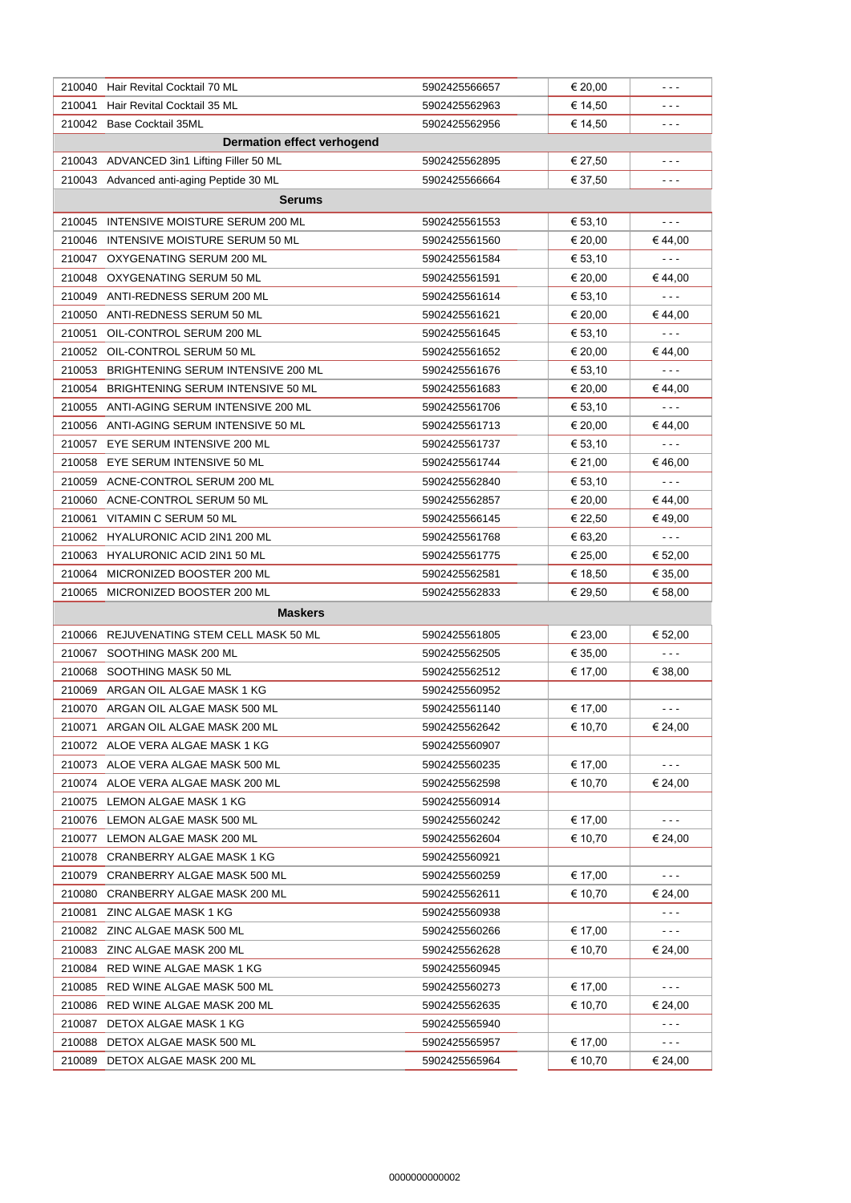| | | | | |
|---|---|---|---|---|
| 210040 | Hair Revital Cocktail 70 ML | 5902425566657 | € 20,00 | - - - |
| 210041 | Hair Revital Cocktail 35 ML | 5902425562963 | € 14,50 | - - - |
| 210042 | Base Cocktail 35ML | 5902425562956 | € 14,50 | - - - |
| | **Dermation effect verhogend** | | | |
| 210043 | ADVANCED 3in1 Lifting Filler 50 ML | 5902425562895 | € 27,50 | - - - |
| 210043 | Advanced anti-aging Peptide 30 ML | 5902425566664 | € 37,50 | - - - |
| | **Serums** | | | |
| 210045 | INTENSIVE MOISTURE SERUM 200 ML | 5902425561553 | € 53,10 | - - - |
| 210046 | INTENSIVE MOISTURE SERUM 50 ML | 5902425561560 | € 20,00 | € 44,00 |
| 210047 | OXYGENATING SERUM 200 ML | 5902425561584 | € 53,10 | - - - |
| 210048 | OXYGENATING SERUM 50 ML | 5902425561591 | € 20,00 | € 44,00 |
| 210049 | ANTI-REDNESS SERUM 200 ML | 5902425561614 | € 53,10 | - - - |
| 210050 | ANTI-REDNESS SERUM 50 ML | 5902425561621 | € 20,00 | € 44,00 |
| 210051 | OIL-CONTROL SERUM 200 ML | 5902425561645 | € 53,10 | - - - |
| 210052 | OIL-CONTROL SERUM 50 ML | 5902425561652 | € 20,00 | € 44,00 |
| 210053 | BRIGHTENING SERUM INTENSIVE 200 ML | 5902425561676 | € 53,10 | - - - |
| 210054 | BRIGHTENING SERUM INTENSIVE 50 ML | 5902425561683 | € 20,00 | € 44,00 |
| 210055 | ANTI-AGING SERUM INTENSIVE 200 ML | 5902425561706 | € 53,10 | - - - |
| 210056 | ANTI-AGING SERUM INTENSIVE 50 ML | 5902425561713 | € 20,00 | € 44,00 |
| 210057 | EYE SERUM INTENSIVE 200 ML | 5902425561737 | € 53,10 | - - - |
| 210058 | EYE SERUM INTENSIVE 50 ML | 5902425561744 | € 21,00 | € 46,00 |
| 210059 | ACNE-CONTROL SERUM 200 ML | 5902425562840 | € 53,10 | - - - |
| 210060 | ACNE-CONTROL SERUM 50 ML | 5902425562857 | € 20,00 | € 44,00 |
| 210061 | VITAMIN C SERUM 50 ML | 5902425566145 | € 22,50 | € 49,00 |
| 210062 | HYALURONIC ACID 2IN1 200 ML | 5902425561768 | € 63,20 | - - - |
| 210063 | HYALURONIC ACID 2IN1 50 ML | 5902425561775 | € 25,00 | € 52,00 |
| 210064 | MICRONIZED BOOSTER 200 ML | 5902425562581 | € 18,50 | € 35,00 |
| 210065 | MICRONIZED BOOSTER 200 ML | 5902425562833 | € 29,50 | € 58,00 |
| | **Maskers** | | | |
| 210066 | REJUVENATING STEM CELL MASK 50 ML | 5902425561805 | € 23,00 | € 52,00 |
| 210067 | SOOTHING MASK 200 ML | 5902425562505 | € 35,00 | - - - |
| 210068 | SOOTHING MASK 50 ML | 5902425562512 | € 17,00 | € 38,00 |
| 210069 | ARGAN OIL ALGAE MASK 1 KG | 5902425560952 | | |
| 210070 | ARGAN OIL ALGAE MASK 500 ML | 5902425561140 | € 17,00 | - - - |
| 210071 | ARGAN OIL ALGAE MASK 200 ML | 5902425562642 | € 10,70 | € 24,00 |
| 210072 | ALOE VERA ALGAE MASK 1 KG | 5902425560907 | | |
| 210073 | ALOE VERA ALGAE MASK 500 ML | 5902425560235 | € 17,00 | - - - |
| 210074 | ALOE VERA ALGAE MASK 200 ML | 5902425562598 | € 10,70 | € 24,00 |
| 210075 | LEMON ALGAE MASK 1 KG | 5902425560914 | | |
| 210076 | LEMON ALGAE MASK 500 ML | 5902425560242 | € 17,00 | - - - |
| 210077 | LEMON ALGAE MASK 200 ML | 5902425562604 | € 10,70 | € 24,00 |
| 210078 | CRANBERRY ALGAE MASK 1 KG | 5902425560921 | | |
| 210079 | CRANBERRY ALGAE MASK 500 ML | 5902425560259 | € 17,00 | - - - |
| 210080 | CRANBERRY ALGAE MASK 200 ML | 5902425562611 | € 10,70 | € 24,00 |
| 210081 | ZINC ALGAE MASK 1 KG | 5902425560938 | | - - - |
| 210082 | ZINC ALGAE MASK 500 ML | 5902425560266 | € 17,00 | - - - |
| 210083 | ZINC ALGAE MASK 200 ML | 5902425562628 | € 10,70 | € 24,00 |
| 210084 | RED WINE ALGAE MASK 1 KG | 5902425560945 | | |
| 210085 | RED WINE ALGAE MASK 500 ML | 5902425560273 | € 17,00 | - - - |
| 210086 | RED WINE ALGAE MASK 200 ML | 5902425562635 | € 10,70 | € 24,00 |
| 210087 | DETOX ALGAE MASK 1 KG | 5902425565940 | | - - - |
| 210088 | DETOX ALGAE MASK 500 ML | 5902425565957 | € 17,00 | - - - |
| 210089 | DETOX ALGAE MASK 200 ML | 5902425565964 | € 10,70 | € 24,00 |

0000000000002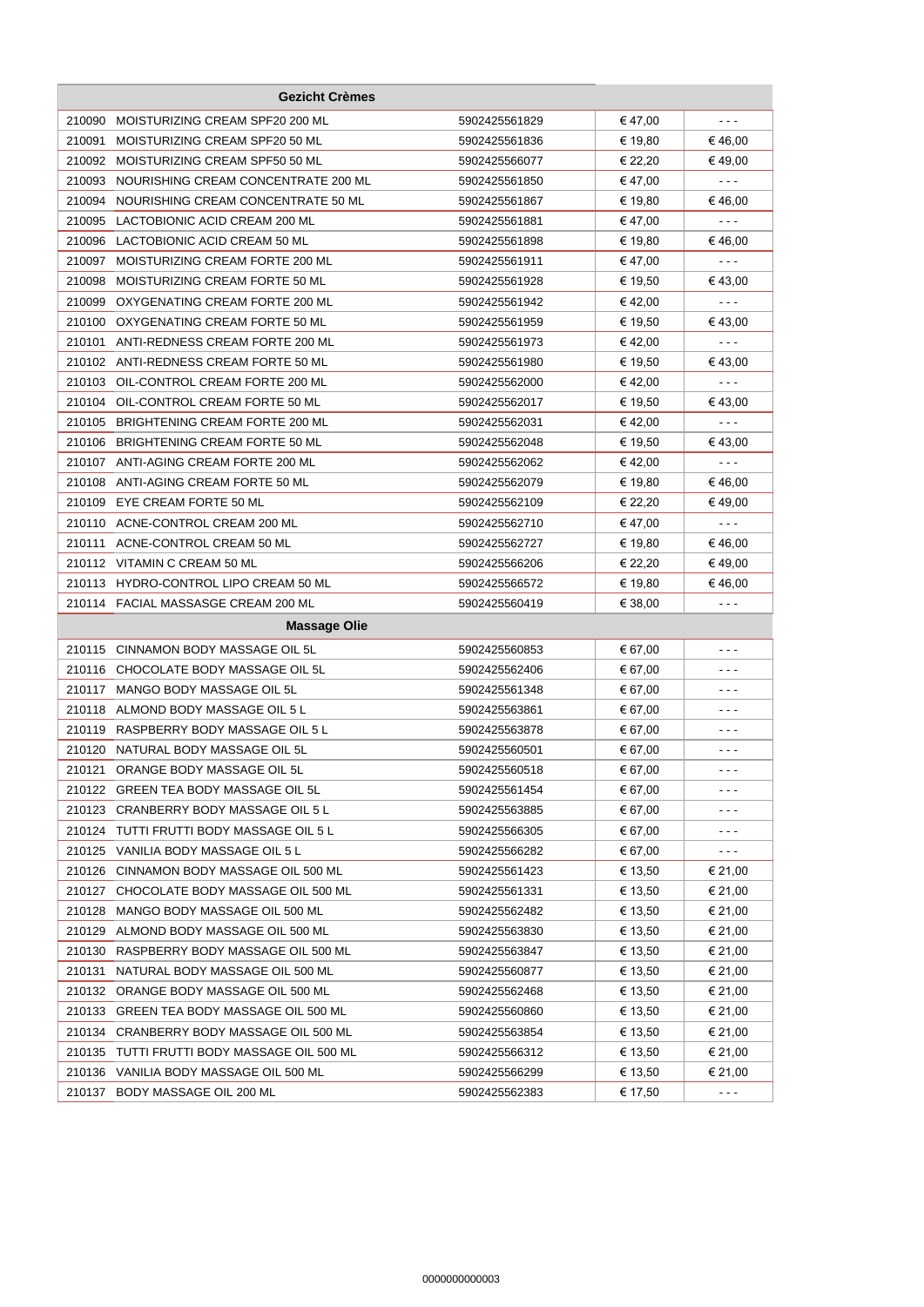| Gezicht Crèmes | | | | |
|---|---|---|---|---|
| 210090 | MOISTURIZING CREAM SPF20 200 ML | 5902425561829 | € 47,00 | - - - |
| 210091 | MOISTURIZING CREAM SPF20 50 ML | 5902425561836 | € 19,80 | € 46,00 |
| 210092 | MOISTURIZING CREAM SPF50 50 ML | 5902425566077 | € 22,20 | € 49,00 |
| 210093 | NOURISHING CREAM CONCENTRATE 200 ML | 5902425561850 | € 47,00 | - - - |
| 210094 | NOURISHING CREAM CONCENTRATE 50 ML | 5902425561867 | € 19,80 | € 46,00 |
| 210095 | LACTOBIONIC ACID CREAM 200 ML | 5902425561881 | € 47,00 | - - - |
| 210096 | LACTOBIONIC ACID CREAM 50 ML | 5902425561898 | € 19,80 | € 46,00 |
| 210097 | MOISTURIZING CREAM FORTE 200 ML | 5902425561911 | € 47,00 | - - - |
| 210098 | MOISTURIZING CREAM FORTE 50 ML | 5902425561928 | € 19,50 | € 43,00 |
| 210099 | OXYGENATING CREAM FORTE 200 ML | 5902425561942 | € 42,00 | - - - |
| 210100 | OXYGENATING CREAM FORTE 50 ML | 5902425561959 | € 19,50 | € 43,00 |
| 210101 | ANTI-REDNESS CREAM FORTE 200 ML | 5902425561973 | € 42,00 | - - - |
| 210102 | ANTI-REDNESS CREAM FORTE 50 ML | 5902425561980 | € 19,50 | € 43,00 |
| 210103 | OIL-CONTROL CREAM FORTE 200 ML | 5902425562000 | € 42,00 | - - - |
| 210104 | OIL-CONTROL CREAM FORTE 50 ML | 5902425562017 | € 19,50 | € 43,00 |
| 210105 | BRIGHTENING CREAM FORTE 200 ML | 5902425562031 | € 42,00 | - - - |
| 210106 | BRIGHTENING CREAM FORTE 50 ML | 5902425562048 | € 19,50 | € 43,00 |
| 210107 | ANTI-AGING CREAM FORTE 200 ML | 5902425562062 | € 42,00 | - - - |
| 210108 | ANTI-AGING CREAM FORTE 50 ML | 5902425562079 | € 19,80 | € 46,00 |
| 210109 | EYE CREAM FORTE 50 ML | 5902425562109 | € 22,20 | € 49,00 |
| 210110 | ACNE-CONTROL CREAM 200 ML | 5902425562710 | € 47,00 | - - - |
| 210111 | ACNE-CONTROL CREAM 50 ML | 5902425562727 | € 19,80 | € 46,00 |
| 210112 | VITAMIN C CREAM 50 ML | 5902425566206 | € 22,20 | € 49,00 |
| 210113 | HYDRO-CONTROL LIPO CREAM 50 ML | 5902425566572 | € 19,80 | € 46,00 |
| 210114 | FACIAL MASSASGE CREAM 200 ML | 5902425560419 | € 38,00 | - - - |
| **Massage Olie** | | | | |
| 210115 | CINNAMON BODY MASSAGE OIL 5L | 5902425560853 | € 67,00 | - - - |
| 210116 | CHOCOLATE BODY MASSAGE OIL 5L | 5902425562406 | € 67,00 | - - - |
| 210117 | MANGO BODY MASSAGE OIL 5L | 5902425561348 | € 67,00 | - - - |
| 210118 | ALMOND BODY MASSAGE OIL 5 L | 5902425563861 | € 67,00 | - - - |
| 210119 | RASPBERRY BODY MASSAGE OIL 5 L | 5902425563878 | € 67,00 | - - - |
| 210120 | NATURAL BODY MASSAGE OIL 5L | 5902425560501 | € 67,00 | - - - |
| 210121 | ORANGE BODY MASSAGE OIL 5L | 5902425560518 | € 67,00 | - - - |
| 210122 | GREEN TEA BODY MASSAGE OIL 5L | 5902425561454 | € 67,00 | - - - |
| 210123 | CRANBERRY BODY MASSAGE OIL 5 L | 5902425563885 | € 67,00 | - - - |
| 210124 | TUTTI FRUTTI BODY MASSAGE OIL 5 L | 5902425566305 | € 67,00 | - - - |
| 210125 | VANILIA BODY MASSAGE OIL 5 L | 5902425566282 | € 67,00 | - - - |
| 210126 | CINNAMON BODY MASSAGE OIL 500 ML | 5902425561423 | € 13,50 | € 21,00 |
| 210127 | CHOCOLATE BODY MASSAGE OIL 500 ML | 5902425561331 | € 13,50 | € 21,00 |
| 210128 | MANGO BODY MASSAGE OIL 500 ML | 5902425562482 | € 13,50 | € 21,00 |
| 210129 | ALMOND BODY MASSAGE OIL 500 ML | 5902425563830 | € 13,50 | € 21,00 |
| 210130 | RASPBERRY BODY MASSAGE OIL 500 ML | 5902425563847 | € 13,50 | € 21,00 |
| 210131 | NATURAL BODY MASSAGE OIL 500 ML | 5902425560877 | € 13,50 | € 21,00 |
| 210132 | ORANGE BODY MASSAGE OIL 500 ML | 5902425562468 | € 13,50 | € 21,00 |
| 210133 | GREEN TEA BODY MASSAGE OIL 500 ML | 5902425560860 | € 13,50 | € 21,00 |
| 210134 | CRANBERRY BODY MASSAGE OIL 500 ML | 5902425563854 | € 13,50 | € 21,00 |
| 210135 | TUTTI FRUTTI BODY MASSAGE OIL 500 ML | 5902425566312 | € 13,50 | € 21,00 |
| 210136 | VANILIA BODY MASSAGE OIL 500 ML | 5902425566299 | € 13,50 | € 21,00 |
| 210137 | BODY MASSAGE OIL 200 ML | 5902425562383 | € 17,50 | - - - |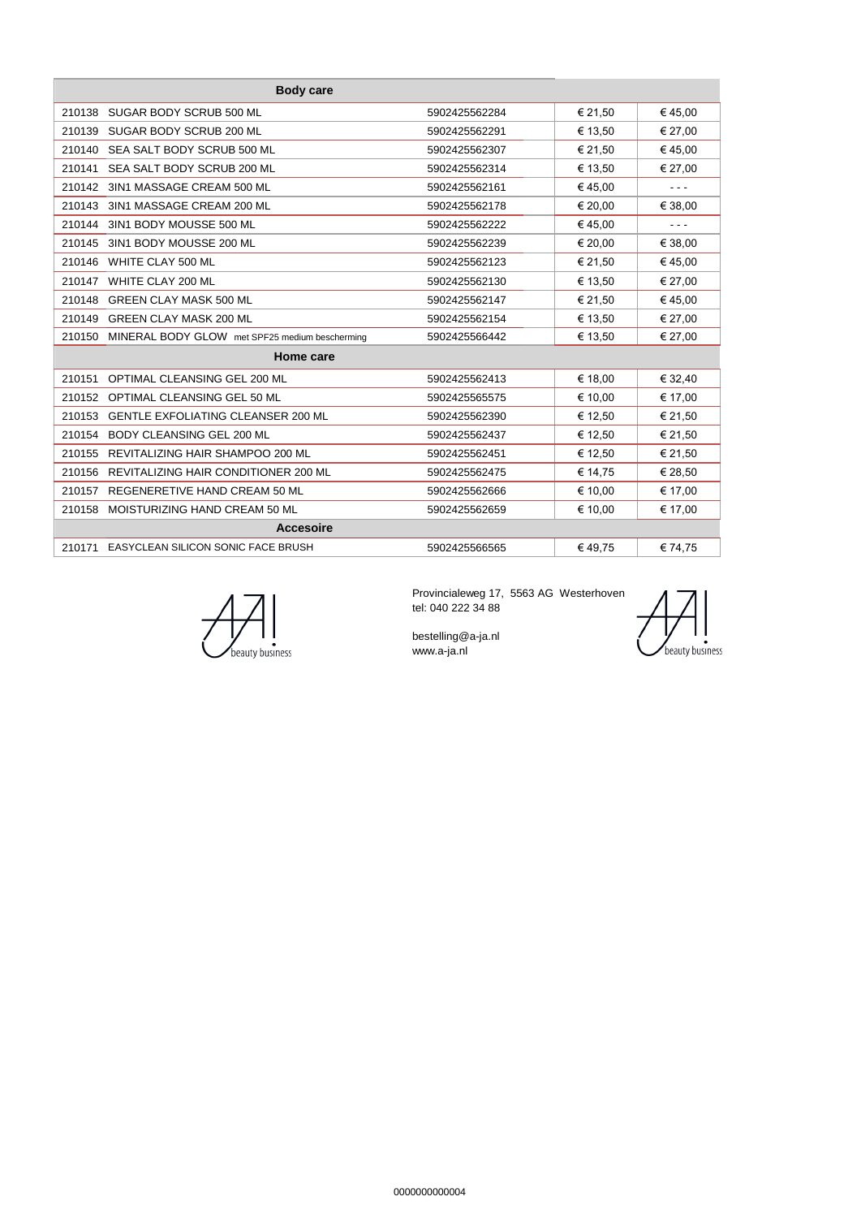| | | | | |
|---|---|---|---|---|
| | **Body care** | | | |
| 210138 | SUGAR BODY SCRUB 500 ML | 5902425562284 | € 21,50 | € 45,00 |
| 210139 | SUGAR BODY SCRUB 200 ML | 5902425562291 | € 13,50 | € 27,00 |
| 210140 | SEA SALT BODY SCRUB 500 ML | 5902425562307 | € 21,50 | € 45,00 |
| 210141 | SEA SALT BODY SCRUB 200 ML | 5902425562314 | € 13,50 | € 27,00 |
| 210142 | 3IN1 MASSAGE CREAM 500 ML | 5902425562161 | € 45,00 | - - - |
| 210143 | 3IN1 MASSAGE CREAM 200 ML | 5902425562178 | € 20,00 | € 38,00 |
| 210144 | 3IN1 BODY MOUSSE 500 ML | 5902425562222 | € 45,00 | - - - |
| 210145 | 3IN1 BODY MOUSSE 200 ML | 5902425562239 | € 20,00 | € 38,00 |
| 210146 | WHITE CLAY 500 ML | 5902425562123 | € 21,50 | € 45,00 |
| 210147 | WHITE CLAY 200 ML | 5902425562130 | € 13,50 | € 27,00 |
| 210148 | GREEN CLAY MASK 500 ML | 5902425562147 | € 21,50 | € 45,00 |
| 210149 | GREEN CLAY MASK 200 ML | 5902425562154 | € 13,50 | € 27,00 |
| 210150 | MINERAL BODY GLOW met SPF25 medium bescherming | 5902425566442 | € 13,50 | € 27,00 |
| | **Home care** | | | |
| 210151 | OPTIMAL CLEANSING GEL 200 ML | 5902425562413 | € 18,00 | € 32,40 |
| 210152 | OPTIMAL CLEANSING GEL 50 ML | 5902425565575 | € 10,00 | € 17,00 |
| 210153 | GENTLE EXFOLIATING CLEANSER 200 ML | 5902425562390 | € 12,50 | € 21,50 |
| 210154 | BODY CLEANSING GEL 200 ML | 5902425562437 | € 12,50 | € 21,50 |
| 210155 | REVITALIZING HAIR SHAMPOO 200 ML | 5902425562451 | € 12,50 | € 21,50 |
| 210156 | REVITALIZING HAIR CONDITIONER 200 ML | 5902425562475 | € 14,75 | € 28,50 |
| 210157 | REGENERETIVE HAND CREAM 50 ML | 5902425562666 | € 10,00 | € 17,00 |
| 210158 | MOISTURIZING HAND CREAM 50 ML | 5902425562659 | € 10,00 | € 17,00 |
| | **Accesoire** | | | |
| 210171 | EASYCLEAN SILICON SONIC FACE BRUSH | 5902425566565 | € 49,75 | € 74,75 |

beauty business

Provincialeweg 17, 5563 AG Westerhoven
tel: 040 222 34 88

bestelling@a-ja.nl
www.a-ja.nl

beauty business

0000000000004